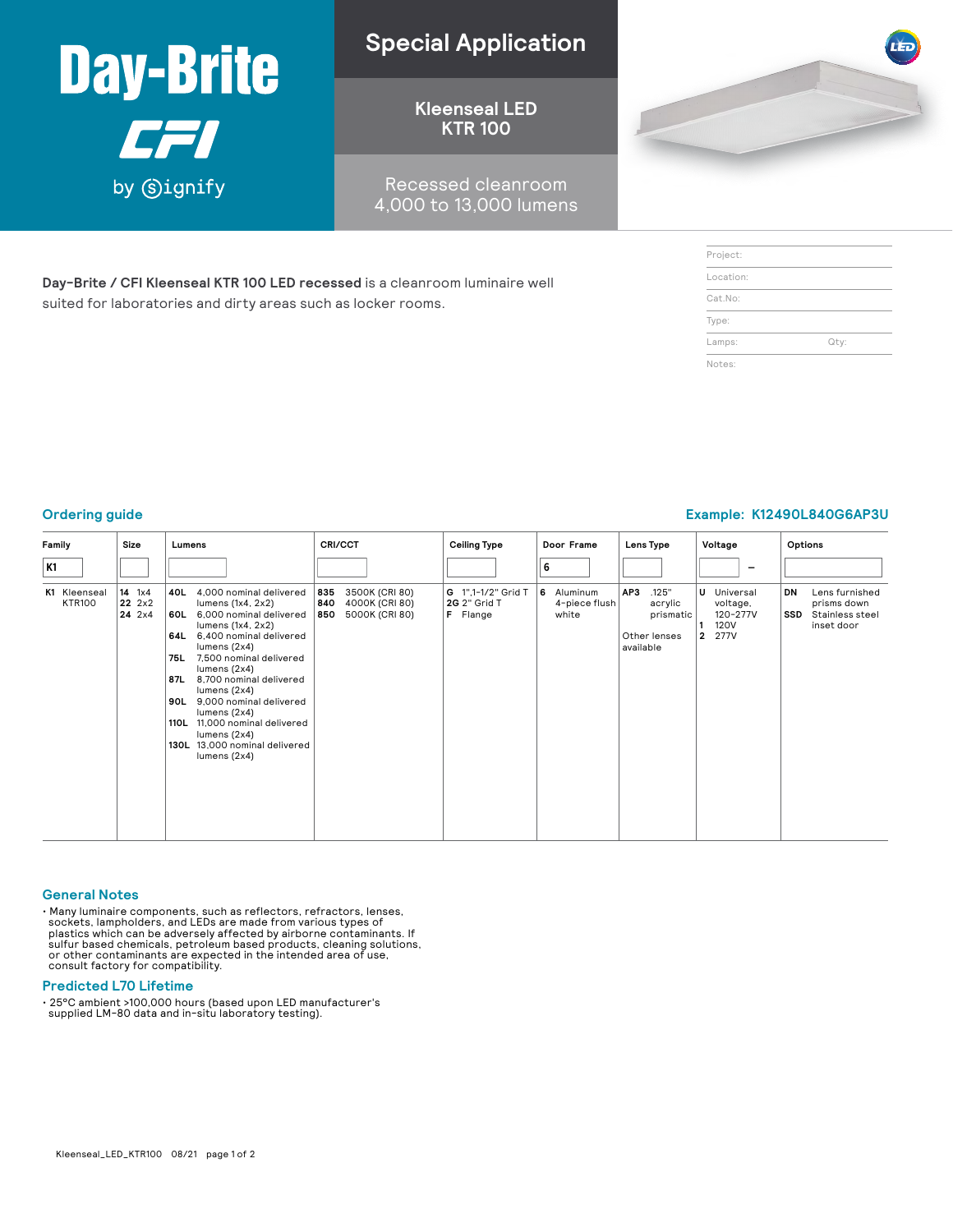# Day-Brite CFI by signify

## Special Application

### Kleenseal LED KTR 100

Recessed cleanroom 4,000 to 13,000 lumens

| Project: | |
|---|---|
| Location: | |
| Cat.No: | |
| Type: | |
| Lamps: | Qty: |
| Notes: | |

**Day-Brite / CFI Kleenseal KTR 100 LED recessed** is a cleanroom luminaire well suited for laboratories and dirty areas such as locker rooms.

## Ordering guide

**Example: K12490L840G6AP3U**

| Family | Size | Lumens | CRI/CCT | Ceiling Type | Door Frame | Lens Type | Voltage | Options |
|---|---|---|---|---|---|---|---|---|
| K1 | | | | | 6 | | – | |
| **K1** Kleenseal KTR100 | **14** 1x4<br>**22** 2x2<br>**24** 2x4 | **40L** 4,000 nominal delivered lumens (1x4, 2x2)<br>**60L** 6,000 nominal delivered lumens (1x4, 2x2)<br>**64L** 6,400 nominal delivered lumens (2x4)<br>**75L** 7,500 nominal delivered lumens (2x4)<br>**87L** 8,700 nominal delivered lumens (2x4)<br>**90L** 9,000 nominal delivered lumens (2x4)<br>**110L** 11,000 nominal delivered lumens (2x4)<br>**130L** 13,000 nominal delivered lumens (2x4) | **835** 3500K (CRI 80)<br>**840** 4000K (CRI 80)<br>**850** 5000K (CRI 80) | **G** 1",1-1/2" Grid T<br>**2G** 2" Grid T<br>**F** Flange | **6** Aluminum 4-piece flush white | **AP3** .125" acrylic prismatic<br><br>Other lenses available | **U** Universal voltage, 120-277V<br>**1** 120V<br>**2** 277V | **DN** Lens furnished prisms down<br>**SSD** Stainless steel inset door |

## General Notes

- Many luminaire components, such as reflectors, refractors, lenses, sockets, lampholders, and LEDs are made from various types of plastics which can be adversely affected by airborne contaminants. If sulfur based chemicals, petroleum based products, cleaning solutions, or other contaminants are expected in the intended area of use, consult factory for compatibility.

## Predicted L70 Lifetime

- 25°C ambient >100,000 hours (based upon LED manufacturer's supplied LM-80 data and in-situ laboratory testing).

Kleenseal_LED_KTR100 08/21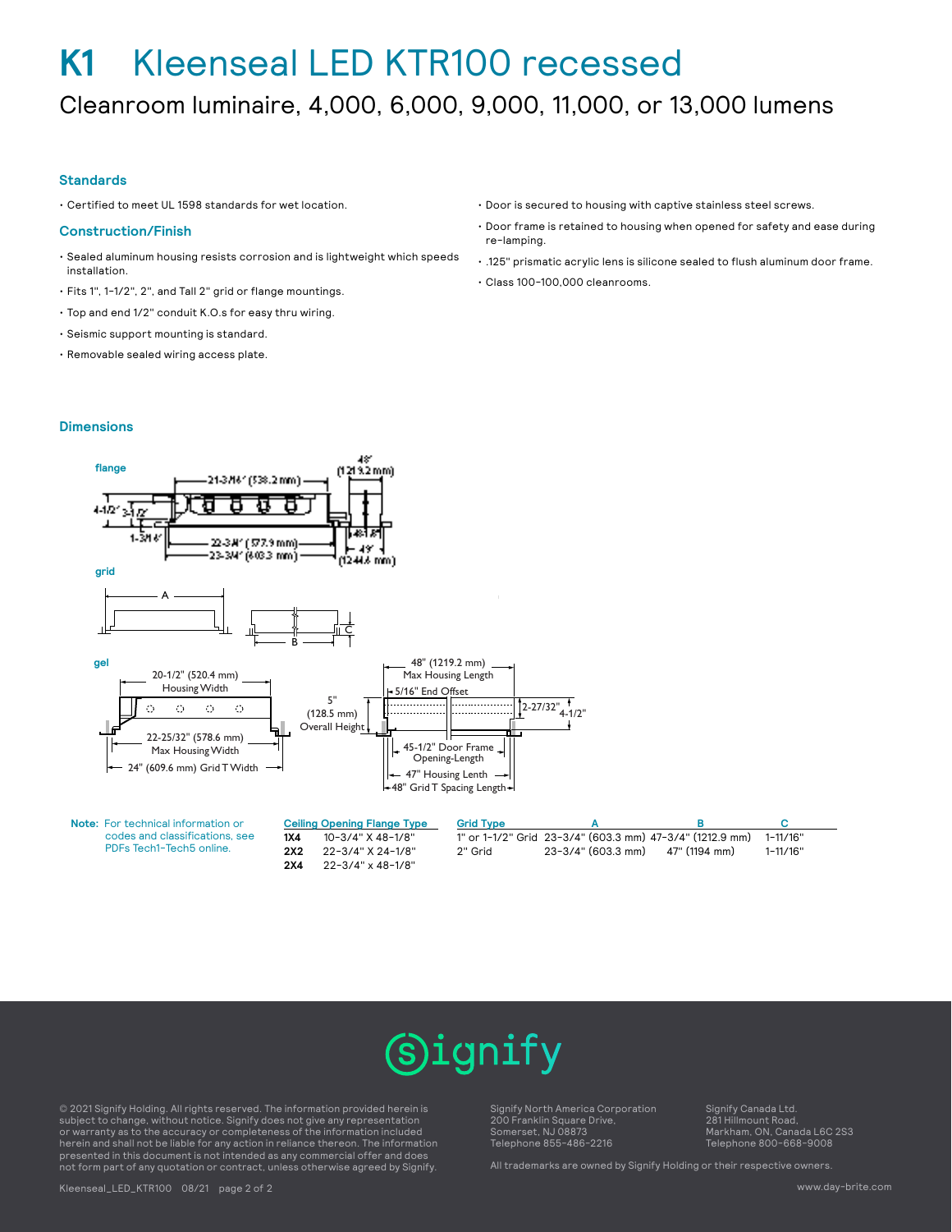# K1 Kleenseal LED KTR100 recessed

## Cleanroom luminaire, 4,000, 6,000, 9,000, 11,000, or 13,000 lumens

### Standards

- Certified to meet UL 1598 standards for wet location.

### Construction/Finish

- Sealed aluminum housing resists corrosion and is lightweight which speeds installation.
- Fits 1", 1-1/2", 2", and Tall 2" grid or flange mountings.
- Top and end 1/2" conduit K.O.s for easy thru wiring.
- Seismic support mounting is standard.
- Removable sealed wiring access plate.
- Door is secured to housing with captive stainless steel screws.
- Door frame is retained to housing when opened for safety and ease during re-lamping.
- .125" prismatic acrylic lens is silicone sealed to flush aluminum door frame.
- Class 100-100,000 cleanrooms.

### Dimensions

flange

21-3/16" (538.2 mm)
48" (1219.2 mm)
4-1/2"
3-1/2"
1-3/16"
22-3/4" (577.9 mm)
23-3/4" (603.3 mm)
48-1/8"
49" (1244.6 mm)

grid

A
B
C

gel

20-1/2" (520.4 mm) Housing Width
22-25/32" (578.6 mm) Max Housing Width
24" (609.6 mm) Grid T Width
5" (128.5 mm) Overall Height
48" (1219.2 mm) Max Housing Length
5/16" End Offset
2-27/32"
4-1/2"
45-1/2" Door Frame Opening-Length
47" Housing Lenth
48" Grid T Spacing Length

**Note:** For technical information or codes and classifications, see PDFs Tech1-Tech5 online.

| Ceiling Opening Flange Type | |
|---|---|
| **1X4** | 10-3/4" X 48-1/8" |
| **2X2** | 22-3/4" X 24-1/8" |
| **2X4** | 22-3/4" x 48-1/8" |

| Grid Type | A | B | C |
|---|---|---|---|
| 1" or 1-1/2" Grid | 23-3/4" (603.3 mm) | 47-3/4" (1212.9 mm) | 1-11/16" |
| 2" Grid | 23-3/4" (603.3 mm) | 47" (1194 mm) | 1-11/16" |

signify

© 2021 Signify Holding. All rights reserved. The information provided herein is subject to change, without notice. Signify does not give any representation or warranty as to the accuracy or completeness of the information included herein and shall not be liable for any action in reliance thereon. The information presented in this document is not intended as any commercial offer and does not form part of any quotation or contract, unless otherwise agreed by Signify.

Signify North America Corporation
200 Franklin Square Drive,
Somerset, NJ 08873
Telephone 855-486-2216

Signify Canada Ltd.
281 Hillmount Road,
Markham, ON, Canada L6C 2S3
Telephone 800-668-9008

All trademarks are owned by Signify Holding or their respective owners.

Kleenseal_LED_KTR100 08/21

www.day-brite.com